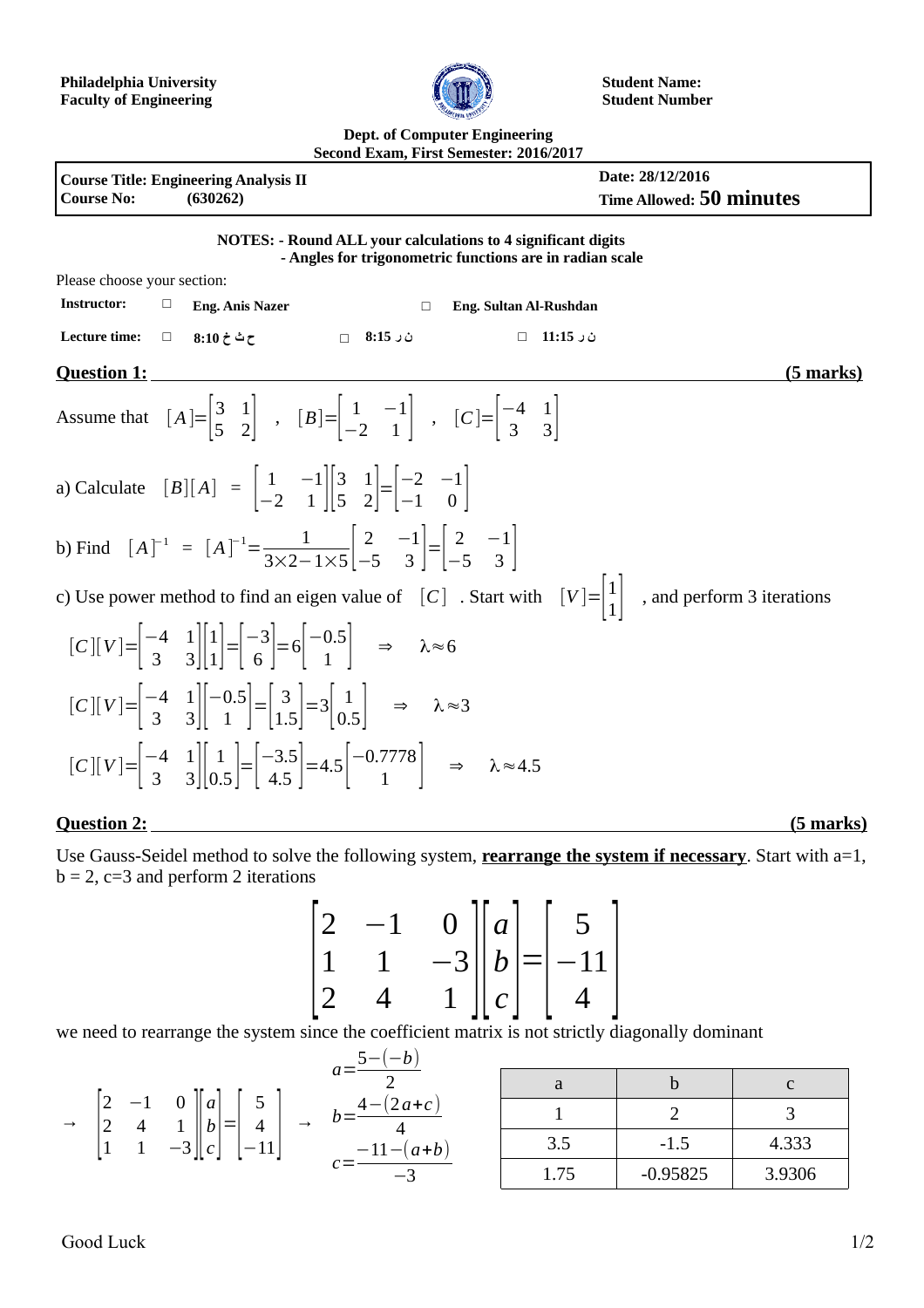**Philadelphia University**
**Faculty of Engineering**

**Student Name:**
**Student Number**

**Dept. of Computer Engineering**
**Second Exam, First Semester: 2016/2017**

| **Course Title: Engineering Analysis II** | **Date: 28/12/2016** |
|---|---|
| **Course No: (630262)** | **Time Allowed: 50 minutes** |

**NOTES: - Round ALL your calculations to 4 significant digits**
**- Angles for trigonometric functions are in radian scale**

Please choose your section:

**Instructor:** □ **Eng. Anis Nazer** □ **Eng. Sultan Al-Rushdan**

**Lecture time:** □ **ح ث خ 8:10** □ **ن ر 8:15** □ **ن ر 11:15**

## Question 1: (5 marks)

Assume that $[A]=\begin{bmatrix}3 & 1\\5 & 2\end{bmatrix}$ , $[B]=\begin{bmatrix}1 & -1\\-2 & 1\end{bmatrix}$ , $[C]=\begin{bmatrix}-4 & 1\\3 & 3\end{bmatrix}$

a) Calculate $[B][A]$ = $\begin{bmatrix}1 & -1\\-2 & 1\end{bmatrix}\begin{bmatrix}3 & 1\\5 & 2\end{bmatrix}=\begin{bmatrix}-2 & -1\\-1 & 0\end{bmatrix}$

b) Find $[A]^{-1}$ = $[A]^{-1}=\dfrac{1}{3\times 2-1\times 5}\begin{bmatrix}2 & -1\\-5 & 3\end{bmatrix}=\begin{bmatrix}2 & -1\\-5 & 3\end{bmatrix}$

c) Use power method to find an eigen value of $[C]$ . Start with $[V]=\begin{bmatrix}1\\1\end{bmatrix}$ , and perform 3 iterations

$$[C][V]=\begin{bmatrix}-4 & 1\\3 & 3\end{bmatrix}\begin{bmatrix}1\\1\end{bmatrix}=\begin{bmatrix}-3\\6\end{bmatrix}=6\begin{bmatrix}-0.5\\1\end{bmatrix} \quad \Rightarrow \quad \lambda\approx 6$$

$$[C][V]=\begin{bmatrix}-4 & 1\\3 & 3\end{bmatrix}\begin{bmatrix}-0.5\\1\end{bmatrix}=\begin{bmatrix}3\\1.5\end{bmatrix}=3\begin{bmatrix}1\\0.5\end{bmatrix} \quad \Rightarrow \quad \lambda\approx 3$$

$$[C][V]=\begin{bmatrix}-4 & 1\\3 & 3\end{bmatrix}\begin{bmatrix}1\\0.5\end{bmatrix}=\begin{bmatrix}-3.5\\4.5\end{bmatrix}=4.5\begin{bmatrix}-0.7778\\1\end{bmatrix} \quad \Rightarrow \quad \lambda\approx 4.5$$

## Question 2: (5 marks)

Use Gauss-Seidel method to solve the following system, **rearrange the system if necessary**. Start with a=1, b = 2, c=3 and perform 2 iterations

$$\begin{bmatrix}2 & -1 & 0\\1 & 1 & -3\\2 & 4 & 1\end{bmatrix}\begin{bmatrix}a\\b\\c\end{bmatrix}=\begin{bmatrix}5\\-11\\4\end{bmatrix}$$

we need to rearrange the system since the coefficient matrix is not strictly diagonally dominant

$$\rightarrow \begin{bmatrix}2 & -1 & 0\\2 & 4 & 1\\1 & 1 & -3\end{bmatrix}\begin{bmatrix}a\\b\\c\end{bmatrix}=\begin{bmatrix}5\\4\\-11\end{bmatrix} \rightarrow \begin{aligned} a&=\frac{5-(-b)}{2}\\ b&=\frac{4-(2a+c)}{4}\\ c&=\frac{-11-(a+b)}{-3}\end{aligned}$$

| a | b | c |
|---|---|---|
| 1 | 2 | 3 |
| 3.5 | -1.5 | 4.333 |
| 1.75 | -0.95825 | 3.9306 |

Good Luck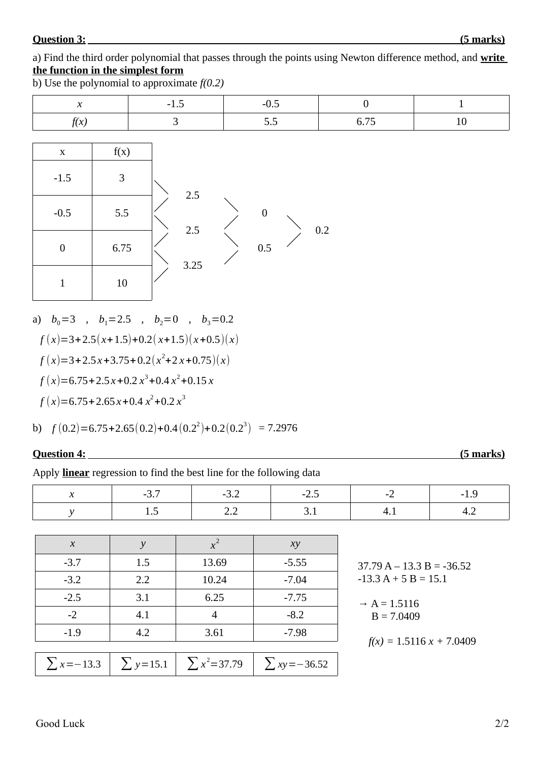**Question 3:** **(5 marks)**

a) Find the third order polynomial that passes through the points using Newton difference method, and **write the function in the simplest form**

b) Use the polynomial to approximate *f(0.2)*

| *x* | -1.5 | -0.5 | 0 | 1 |
|---|---|---|---|---|
| *f(x)* | 3 | 5.5 | 6.75 | 10 |

| x | f(x) | | | |
|---|---|---|---|---|
| -1.5 | 3 | | | |
| | | 2.5 | | |
| -0.5 | 5.5 | | 0 | |
| | | 2.5 | | 0.2 |
| 0 | 6.75 | | 0.5 | |
| | | 3.25 | | |
| 1 | 10 | | | |

a) $b_0 = 3 \quad , \quad b_1 = 2.5 \quad , \quad b_2 = 0 \quad , \quad b_3 = 0.2$

$$f(x) = 3 + 2.5(x+1.5) + 0.2(x+1.5)(x+0.5)(x)$$

$$f(x) = 3 + 2.5x + 3.75 + 0.2(x^2 + 2x + 0.75)(x)$$

$$f(x) = 6.75 + 2.5x + 0.2x^3 + 0.4x^2 + 0.15x$$

$$f(x) = 6.75 + 2.65x + 0.4x^2 + 0.2x^3$$

b) $f(0.2) = 6.75 + 2.65(0.2) + 0.4(0.2^2) + 0.2(0.2^3)$ = 7.2976

**Question 4:** **(5 marks)**

Apply **linear** regression to find the best line for the following data

| *x* | -3.7 | -3.2 | -2.5 | -2 | -1.9 |
|---|---|---|---|---|---|
| *y* | 1.5 | 2.2 | 3.1 | 4.1 | 4.2 |

| *x* | *y* | $x^2$ | *xy* |
|---|---|---|---|
| -3.7 | 1.5 | 13.69 | -5.55 |
| -3.2 | 2.2 | 10.24 | -7.04 |
| -2.5 | 3.1 | 6.25 | -7.75 |
| -2 | 4.1 | 4 | -8.2 |
| -1.9 | 4.2 | 3.61 | -7.98 |
| $\sum x = -13.3$ | $\sum y = 15.1$ | $\sum x^2 = 37.79$ | $\sum xy = -36.52$ |

37.79 A – 13.3 B = -36.52

-13.3 A + 5 B = 15.1

→ A = 1.5116

B = 7.0409

*f(x)* = 1.5116 *x* + 7.0409

Good Luck